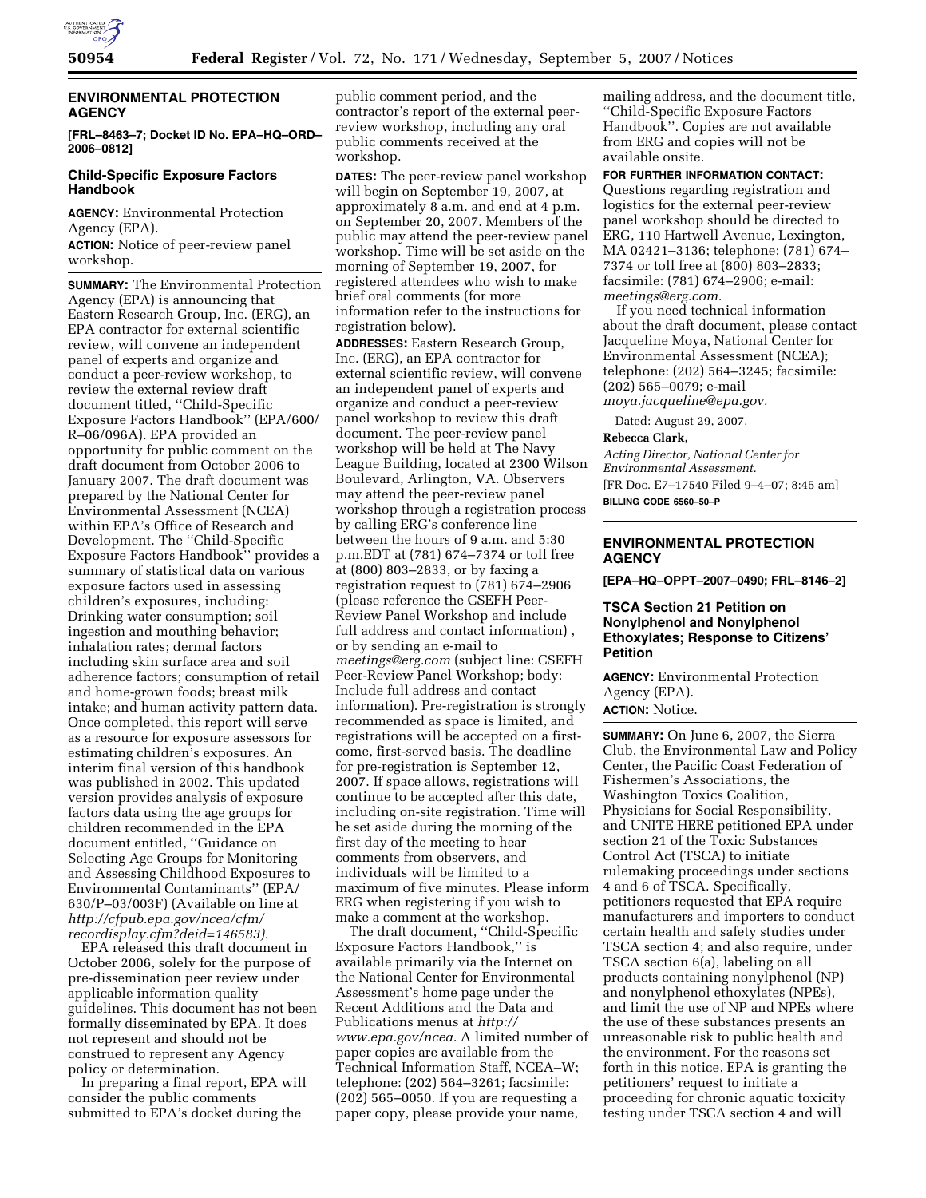## ENVIRONMENTAL PROTECTION AGENCY

**[FRL–8463–7; Docket ID No. EPA–HQ–ORD–2006–0812]**

### Child-Specific Exposure Factors Handbook

**AGENCY:** Environmental Protection Agency (EPA).

**ACTION:** Notice of peer-review panel workshop.

**SUMMARY:** The Environmental Protection Agency (EPA) is announcing that Eastern Research Group, Inc. (ERG), an EPA contractor for external scientific review, will convene an independent panel of experts and organize and conduct a peer-review workshop, to review the external review draft document titled, ''Child-Specific Exposure Factors Handbook'' (EPA/600/R–06/096A). EPA provided an opportunity for public comment on the draft document from October 2006 to January 2007. The draft document was prepared by the National Center for Environmental Assessment (NCEA) within EPA's Office of Research and Development. The ''Child-Specific Exposure Factors Handbook'' provides a summary of statistical data on various exposure factors used in assessing children's exposures, including: Drinking water consumption; soil ingestion and mouthing behavior; inhalation rates; dermal factors including skin surface area and soil adherence factors; consumption of retail and home-grown foods; breast milk intake; and human activity pattern data. Once completed, this report will serve as a resource for exposure assessors for estimating children's exposures. An interim final version of this handbook was published in 2002. This updated version provides analysis of exposure factors data using the age groups for children recommended in the EPA document entitled, ''Guidance on Selecting Age Groups for Monitoring and Assessing Childhood Exposures to Environmental Contaminants'' (EPA/630/P–03/003F) (Available on line at *http://cfpub.epa.gov/ncea/cfm/recordisplay.cfm?deid=146583).*

EPA released this draft document in October 2006, solely for the purpose of pre-dissemination peer review under applicable information quality guidelines. This document has not been formally disseminated by EPA. It does not represent and should not be construed to represent any Agency policy or determination.

In preparing a final report, EPA will consider the public comments submitted to EPA's docket during the public comment period, and the contractor's report of the external peer-review workshop, including any oral public comments received at the workshop.

**DATES:** The peer-review panel workshop will begin on September 19, 2007, at approximately 8 a.m. and end at 4 p.m. on September 20, 2007. Members of the public may attend the peer-review panel workshop. Time will be set aside on the morning of September 19, 2007, for registered attendees who wish to make brief oral comments (for more information refer to the instructions for registration below).

**ADDRESSES:** Eastern Research Group, Inc. (ERG), an EPA contractor for external scientific review, will convene an independent panel of experts and organize and conduct a peer-review panel workshop to review this draft document. The peer-review panel workshop will be held at The Navy League Building, located at 2300 Wilson Boulevard, Arlington, VA. Observers may attend the peer-review panel workshop through a registration process by calling ERG's conference line between the hours of 9 a.m. and 5:30 p.m.EDT at (781) 674–7374 or toll free at (800) 803–2833, or by faxing a registration request to (781) 674–2906 (please reference the CSEFH Peer-Review Panel Workshop and include full address and contact information) , or by sending an e-mail to *meetings@erg.com* (subject line: CSEFH Peer-Review Panel Workshop; body: Include full address and contact information). Pre-registration is strongly recommended as space is limited, and registrations will be accepted on a first-come, first-served basis. The deadline for pre-registration is September 12, 2007. If space allows, registrations will continue to be accepted after this date, including on-site registration. Time will be set aside during the morning of the first day of the meeting to hear comments from observers, and individuals will be limited to a maximum of five minutes. Please inform ERG when registering if you wish to make a comment at the workshop.

The draft document, ''Child-Specific Exposure Factors Handbook,'' is available primarily via the Internet on the National Center for Environmental Assessment's home page under the Recent Additions and the Data and Publications menus at *http://www.epa.gov/ncea.* A limited number of paper copies are available from the Technical Information Staff, NCEA–W; telephone: (202) 564–3261; facsimile: (202) 565–0050. If you are requesting a paper copy, please provide your name, mailing address, and the document title, ''Child-Specific Exposure Factors Handbook''. Copies are not available from ERG and copies will not be available onsite.

**FOR FURTHER INFORMATION CONTACT:** Questions regarding registration and logistics for the external peer-review panel workshop should be directed to ERG, 110 Hartwell Avenue, Lexington, MA 02421–3136; telephone: (781) 674–7374 or toll free at (800) 803–2833; facsimile: (781) 674–2906; e-mail: *meetings@erg.com.*

If you need technical information about the draft document, please contact Jacqueline Moya, National Center for Environmental Assessment (NCEA); telephone: (202) 564–3245; facsimile: (202) 565–0079; e-mail *moya.jacqueline@epa.gov.*

Dated: August 29, 2007.

**Rebecca Clark,**

*Acting Director, National Center for Environmental Assessment.*

[FR Doc. E7–17540 Filed 9–4–07; 8:45 am]

**BILLING CODE 6560–50–P**

---

## ENVIRONMENTAL PROTECTION AGENCY

**[EPA–HQ–OPPT–2007–0490; FRL–8146–2]**

### TSCA Section 21 Petition on Nonylphenol and Nonylphenol Ethoxylates; Response to Citizens' Petition

**AGENCY:** Environmental Protection Agency (EPA).

**ACTION:** Notice.

**SUMMARY:** On June 6, 2007, the Sierra Club, the Environmental Law and Policy Center, the Pacific Coast Federation of Fishermen's Associations, the Washington Toxics Coalition, Physicians for Social Responsibility, and UNITE HERE petitioned EPA under section 21 of the Toxic Substances Control Act (TSCA) to initiate rulemaking proceedings under sections 4 and 6 of TSCA. Specifically, petitioners requested that EPA require manufacturers and importers to conduct certain health and safety studies under TSCA section 4; and also require, under TSCA section 6(a), labeling on all products containing nonylphenol (NP) and nonylphenol ethoxylates (NPEs), and limit the use of NP and NPEs where the use of these substances presents an unreasonable risk to public health and the environment. For the reasons set forth in this notice, EPA is granting the petitioners' request to initiate a proceeding for chronic aquatic toxicity testing under TSCA section 4 and will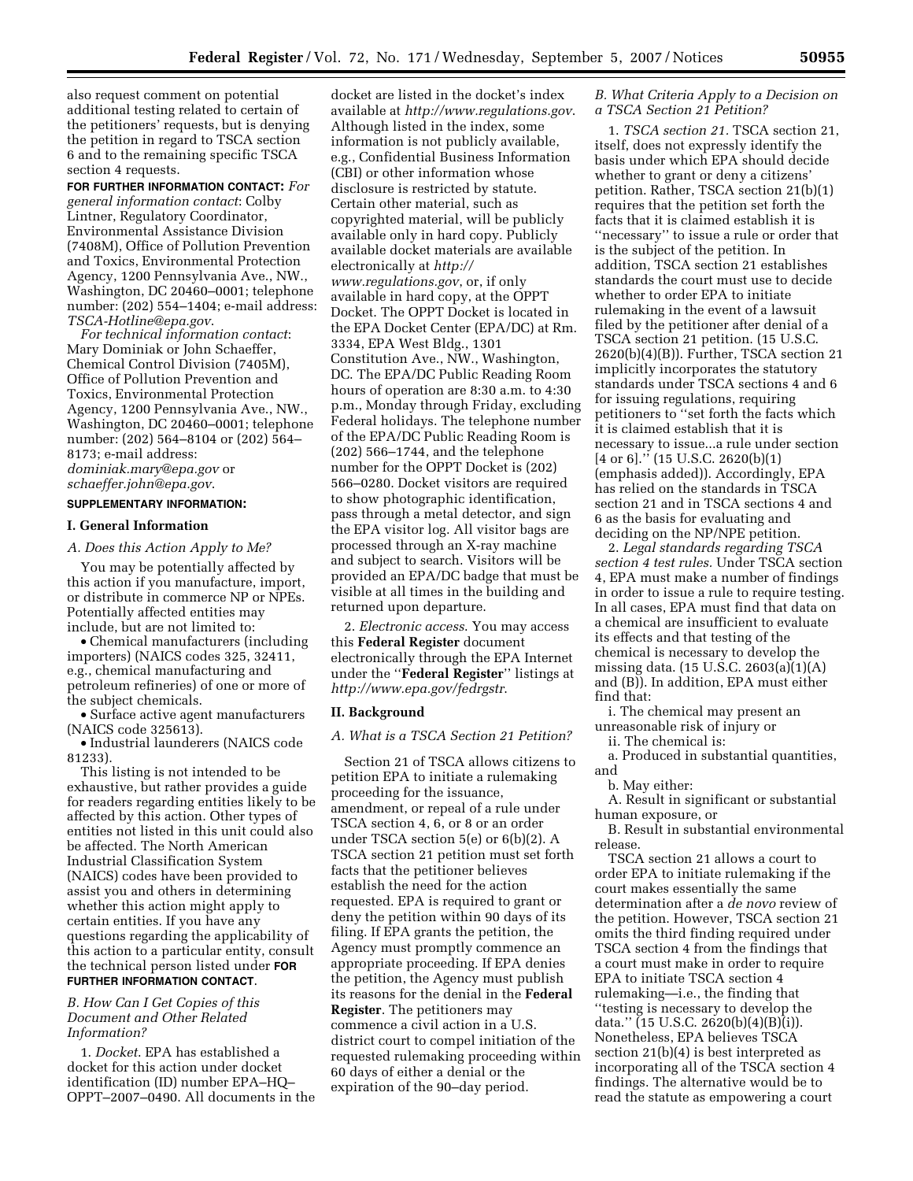also request comment on potential additional testing related to certain of the petitioners' requests, but is denying the petition in regard to TSCA section 6 and to the remaining specific TSCA section 4 requests.

**FOR FURTHER INFORMATION CONTACT:** *For general information contact*: Colby Lintner, Regulatory Coordinator, Environmental Assistance Division (7408M), Office of Pollution Prevention and Toxics, Environmental Protection Agency, 1200 Pennsylvania Ave., NW., Washington, DC 20460–0001; telephone number: (202) 554–1404; e-mail address: *TSCA-Hotline@epa.gov*.

*For technical information contact*: Mary Dominiak or John Schaeffer, Chemical Control Division (7405M), Office of Pollution Prevention and Toxics, Environmental Protection Agency, 1200 Pennsylvania Ave., NW., Washington, DC 20460–0001; telephone number: (202) 564–8104 or (202) 564–8173; e-mail address: *dominiak.mary@epa.gov* or *schaeffer.john@epa.gov*.

**SUPPLEMENTARY INFORMATION:**

## I. General Information

### *A. Does this Action Apply to Me?*

You may be potentially affected by this action if you manufacture, import, or distribute in commerce NP or NPEs. Potentially affected entities may include, but are not limited to:

- Chemical manufacturers (including importers) (NAICS codes 325, 32411, e.g., chemical manufacturing and petroleum refineries) of one or more of the subject chemicals.
- Surface active agent manufacturers (NAICS code 325613).
- Industrial launderers (NAICS code 81233).

This listing is not intended to be exhaustive, but rather provides a guide for readers regarding entities likely to be affected by this action. Other types of entities not listed in this unit could also be affected. The North American Industrial Classification System (NAICS) codes have been provided to assist you and others in determining whether this action might apply to certain entities. If you have any questions regarding the applicability of this action to a particular entity, consult the technical person listed under **FOR FURTHER INFORMATION CONTACT**.

### *B. How Can I Get Copies of this Document and Other Related Information?*

1. *Docket*. EPA has established a docket for this action under docket identification (ID) number EPA–HQ–OPPT–2007–0490. All documents in the docket are listed in the docket's index available at *http://www.regulations.gov*. Although listed in the index, some information is not publicly available, e.g., Confidential Business Information (CBI) or other information whose disclosure is restricted by statute. Certain other material, such as copyrighted material, will be publicly available only in hard copy. Publicly available docket materials are available electronically at *http://www.regulations.gov*, or, if only available in hard copy, at the OPPT Docket. The OPPT Docket is located in the EPA Docket Center (EPA/DC) at Rm. 3334, EPA West Bldg., 1301 Constitution Ave., NW., Washington, DC. The EPA/DC Public Reading Room hours of operation are 8:30 a.m. to 4:30 p.m., Monday through Friday, excluding Federal holidays. The telephone number of the EPA/DC Public Reading Room is (202) 566–1744, and the telephone number for the OPPT Docket is (202) 566–0280. Docket visitors are required to show photographic identification, pass through a metal detector, and sign the EPA visitor log. All visitor bags are processed through an X-ray machine and subject to search. Visitors will be provided an EPA/DC badge that must be visible at all times in the building and returned upon departure.

2. *Electronic access*. You may access this **Federal Register** document electronically through the EPA Internet under the ''**Federal Register**'' listings at *http://www.epa.gov/fedrgstr*.

## II. Background

### *A. What is a TSCA Section 21 Petition?*

Section 21 of TSCA allows citizens to petition EPA to initiate a rulemaking proceeding for the issuance, amendment, or repeal of a rule under TSCA section 4, 6, or 8 or an order under TSCA section 5(e) or 6(b)(2). A TSCA section 21 petition must set forth facts that the petitioner believes establish the need for the action requested. EPA is required to grant or deny the petition within 90 days of its filing. If EPA grants the petition, the Agency must promptly commence an appropriate proceeding. If EPA denies the petition, the Agency must publish its reasons for the denial in the **Federal Register**. The petitioners may commence a civil action in a U.S. district court to compel initiation of the requested rulemaking proceeding within 60 days of either a denial or the expiration of the 90–day period.

### *B. What Criteria Apply to a Decision on a TSCA Section 21 Petition?*

1. *TSCA section 21*. TSCA section 21, itself, does not expressly identify the basis under which EPA should decide whether to grant or deny a citizens' petition. Rather, TSCA section 21(b)(1) requires that the petition set forth the facts that it is claimed establish it is ''necessary'' to issue a rule or order that is the subject of the petition. In addition, TSCA section 21 establishes standards the court must use to decide whether to order EPA to initiate rulemaking in the event of a lawsuit filed by the petitioner after denial of a TSCA section 21 petition. (15 U.S.C. 2620(b)(4)(B)). Further, TSCA section 21 implicitly incorporates the statutory standards under TSCA sections 4 and 6 for issuing regulations, requiring petitioners to ''set forth the facts which it is claimed establish that it is necessary to issue...a rule under section [4 or 6].'' (15 U.S.C. 2620(b)(1) (emphasis added)). Accordingly, EPA has relied on the standards in TSCA section 21 and in TSCA sections 4 and 6 as the basis for evaluating and deciding on the NP/NPE petition.

2. *Legal standards regarding TSCA section 4 test rules.* Under TSCA section 4, EPA must make a number of findings in order to issue a rule to require testing. In all cases, EPA must find that data on a chemical are insufficient to evaluate its effects and that testing of the chemical is necessary to develop the missing data. (15 U.S.C. 2603(a)(1)(A) and (B)). In addition, EPA must either find that:

i. The chemical may present an unreasonable risk of injury or

ii. The chemical is:

a. Produced in substantial quantities, and

b. May either:

A. Result in significant or substantial human exposure, or

B. Result in substantial environmental release.

TSCA section 21 allows a court to order EPA to initiate rulemaking if the court makes essentially the same determination after a *de novo* review of the petition. However, TSCA section 21 omits the third finding required under TSCA section 4 from the findings that a court must make in order to require EPA to initiate TSCA section 4 rulemaking—i.e., the finding that ''testing is necessary to develop the data.'' (15 U.S.C. 2620(b)(4)(B)(i)). Nonetheless, EPA believes TSCA section 21(b)(4) is best interpreted as incorporating all of the TSCA section 4 findings. The alternative would be to read the statute as empowering a court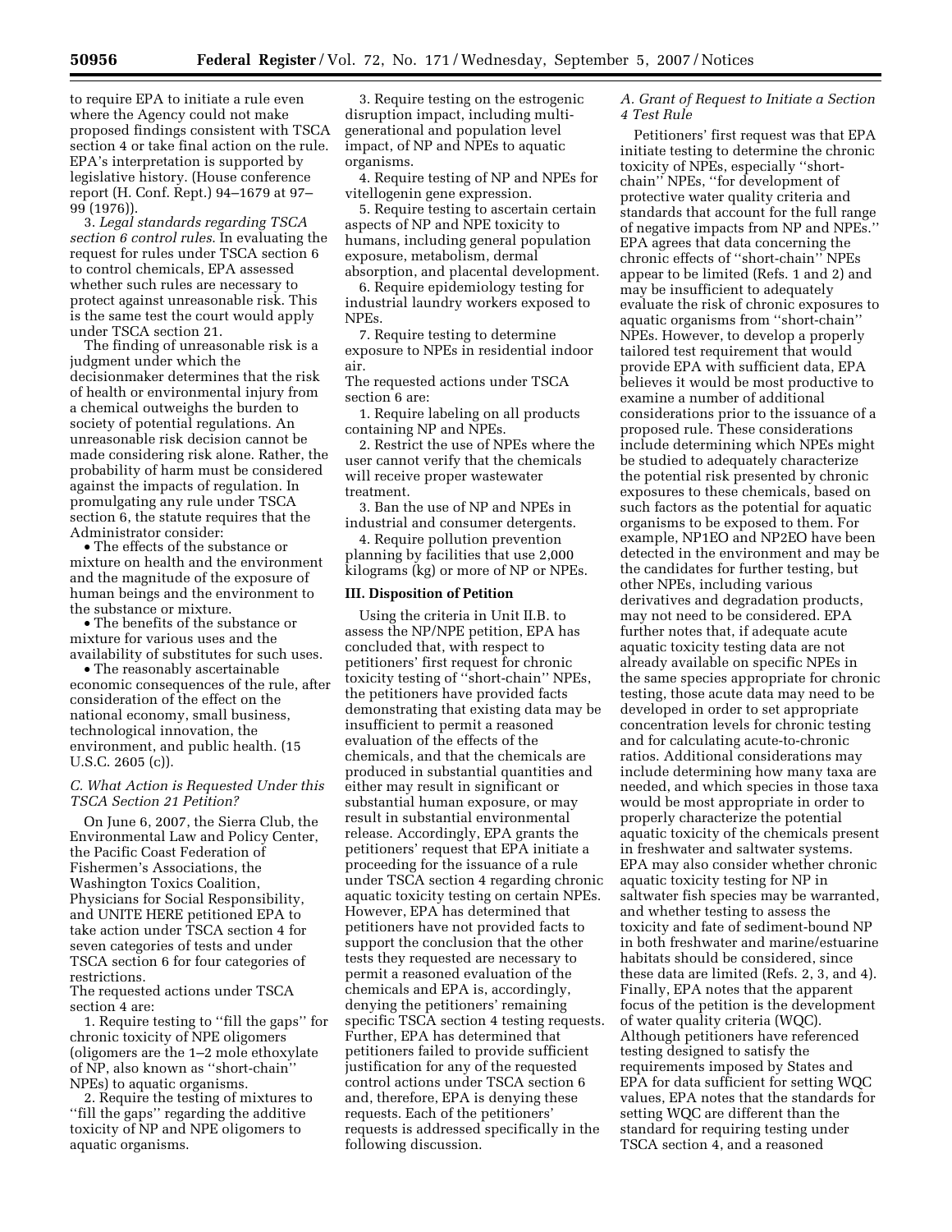to require EPA to initiate a rule even where the Agency could not make proposed findings consistent with TSCA section 4 or take final action on the rule. EPA's interpretation is supported by legislative history. (House conference report (H. Conf. Rept.) 94–1679 at 97–99 (1976)).

3. *Legal standards regarding TSCA section 6 control rules*. In evaluating the request for rules under TSCA section 6 to control chemicals, EPA assessed whether such rules are necessary to protect against unreasonable risk. This is the same test the court would apply under TSCA section 21.

The finding of unreasonable risk is a judgment under which the decisionmaker determines that the risk of health or environmental injury from a chemical outweighs the burden to society of potential regulations. An unreasonable risk decision cannot be made considering risk alone. Rather, the probability of harm must be considered against the impacts of regulation. In promulgating any rule under TSCA section 6, the statute requires that the Administrator consider:

- The effects of the substance or mixture on health and the environment and the magnitude of the exposure of human beings and the environment to the substance or mixture.
- The benefits of the substance or mixture for various uses and the availability of substitutes for such uses.
- The reasonably ascertainable economic consequences of the rule, after consideration of the effect on the national economy, small business, technological innovation, the environment, and public health. (15 U.S.C. 2605 (c)).

### C. What Action is Requested Under this TSCA Section 21 Petition?

On June 6, 2007, the Sierra Club, the Environmental Law and Policy Center, the Pacific Coast Federation of Fishermen's Associations, the Washington Toxics Coalition, Physicians for Social Responsibility, and UNITE HERE petitioned EPA to take action under TSCA section 4 for seven categories of tests and under TSCA section 6 for four categories of restrictions.

The requested actions under TSCA section 4 are:

1. Require testing to ''fill the gaps'' for chronic toxicity of NPE oligomers (oligomers are the 1–2 mole ethoxylate of NP, also known as ''short-chain'' NPEs) to aquatic organisms.

2. Require the testing of mixtures to ''fill the gaps'' regarding the additive toxicity of NP and NPE oligomers to aquatic organisms.

3. Require testing on the estrogenic disruption impact, including multi-generational and population level impact, of NP and NPEs to aquatic organisms.

4. Require testing of NP and NPEs for vitellogenin gene expression.

5. Require testing to ascertain certain aspects of NP and NPE toxicity to humans, including general population exposure, metabolism, dermal absorption, and placental development.

6. Require epidemiology testing for industrial laundry workers exposed to NPEs.

7. Require testing to determine exposure to NPEs in residential indoor air.

The requested actions under TSCA section 6 are:

1. Require labeling on all products containing NP and NPEs.

2. Restrict the use of NPEs where the user cannot verify that the chemicals will receive proper wastewater treatment.

3. Ban the use of NP and NPEs in industrial and consumer detergents.

4. Require pollution prevention planning by facilities that use 2,000 kilograms (kg) or more of NP or NPEs.

## III. Disposition of Petition

Using the criteria in Unit II.B. to assess the NP/NPE petition, EPA has concluded that, with respect to petitioners' first request for chronic toxicity testing of ''short-chain'' NPEs, the petitioners have provided facts demonstrating that existing data may be insufficient to permit a reasoned evaluation of the effects of the chemicals, and that the chemicals are produced in substantial quantities and either may result in significant or substantial human exposure, or may result in substantial environmental release. Accordingly, EPA grants the petitioners' request that EPA initiate a proceeding for the issuance of a rule under TSCA section 4 regarding chronic aquatic toxicity testing on certain NPEs. However, EPA has determined that petitioners have not provided facts to support the conclusion that the other tests they requested are necessary to permit a reasoned evaluation of the chemicals and EPA is, accordingly, denying the petitioners' remaining specific TSCA section 4 testing requests. Further, EPA has determined that petitioners failed to provide sufficient justification for any of the requested control actions under TSCA section 6 and, therefore, EPA is denying these requests. Each of the petitioners' requests is addressed specifically in the following discussion.

### A. Grant of Request to Initiate a Section 4 Test Rule

Petitioners' first request was that EPA initiate testing to determine the chronic toxicity of NPEs, especially ''short-chain'' NPEs, ''for development of protective water quality criteria and standards that account for the full range of negative impacts from NP and NPEs.'' EPA agrees that data concerning the chronic effects of ''short-chain'' NPEs appear to be limited (Refs. 1 and 2) and may be insufficient to adequately evaluate the risk of chronic exposures to aquatic organisms from ''short-chain'' NPEs. However, to develop a properly tailored test requirement that would provide EPA with sufficient data, EPA believes it would be most productive to examine a number of additional considerations prior to the issuance of a proposed rule. These considerations include determining which NPEs might be studied to adequately characterize the potential risk presented by chronic exposures to these chemicals, based on such factors as the potential for aquatic organisms to be exposed to them. For example, NP1EO and NP2EO have been detected in the environment and may be the candidates for further testing, but other NPEs, including various derivatives and degradation products, may not need to be considered. EPA further notes that, if adequate acute aquatic toxicity testing data are not already available on specific NPEs in the same species appropriate for chronic testing, those acute data may need to be developed in order to set appropriate concentration levels for chronic testing and for calculating acute-to-chronic ratios. Additional considerations may include determining how many taxa are needed, and which species in those taxa would be most appropriate in order to properly characterize the potential aquatic toxicity of the chemicals present in freshwater and saltwater systems. EPA may also consider whether chronic aquatic toxicity testing for NP in saltwater fish species may be warranted, and whether testing to assess the toxicity and fate of sediment-bound NP in both freshwater and marine/estuarine habitats should be considered, since these data are limited (Refs. 2, 3, and 4). Finally, EPA notes that the apparent focus of the petition is the development of water quality criteria (WQC). Although petitioners have referenced testing designed to satisfy the requirements imposed by States and EPA for data sufficient for setting WQC values, EPA notes that the standards for setting WQC are different than the standard for requiring testing under TSCA section 4, and a reasoned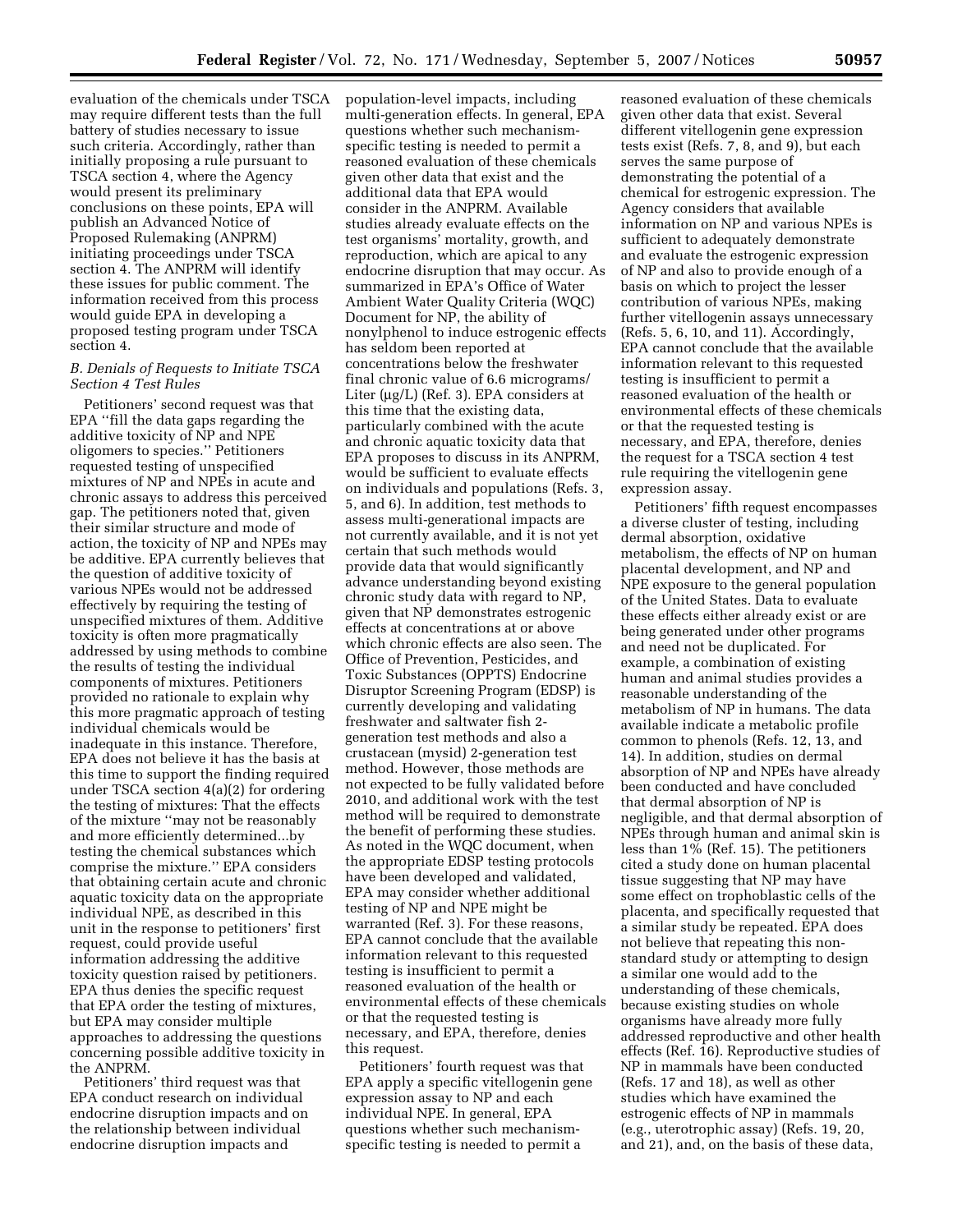evaluation of the chemicals under TSCA may require different tests than the full battery of studies necessary to issue such criteria. Accordingly, rather than initially proposing a rule pursuant to TSCA section 4, where the Agency would present its preliminary conclusions on these points, EPA will publish an Advanced Notice of Proposed Rulemaking (ANPRM) initiating proceedings under TSCA section 4. The ANPRM will identify these issues for public comment. The information received from this process would guide EPA in developing a proposed testing program under TSCA section 4.

### *B. Denials of Requests to Initiate TSCA Section 4 Test Rules*

Petitioners' second request was that EPA "fill the data gaps regarding the additive toxicity of NP and NPE oligomers to species." Petitioners requested testing of unspecified mixtures of NP and NPEs in acute and chronic assays to address this perceived gap. The petitioners noted that, given their similar structure and mode of action, the toxicity of NP and NPEs may be additive. EPA currently believes that the question of additive toxicity of various NPEs would not be addressed effectively by requiring the testing of unspecified mixtures of them. Additive toxicity is often more pragmatically addressed by using methods to combine the results of testing the individual components of mixtures. Petitioners provided no rationale to explain why this more pragmatic approach of testing individual chemicals would be inadequate in this instance. Therefore, EPA does not believe it has the basis at this time to support the finding required under TSCA section 4(a)(2) for ordering the testing of mixtures: That the effects of the mixture "may not be reasonably and more efficiently determined...by testing the chemical substances which comprise the mixture." EPA considers that obtaining certain acute and chronic aquatic toxicity data on the appropriate individual NPE, as described in this unit in the response to petitioners' first request, could provide useful information addressing the additive toxicity question raised by petitioners. EPA thus denies the specific request that EPA order the testing of mixtures, but EPA may consider multiple approaches to addressing the questions concerning possible additive toxicity in the ANPRM.

Petitioners' third request was that EPA conduct research on individual endocrine disruption impacts and on the relationship between individual endocrine disruption impacts and population-level impacts, including multi-generation effects. In general, EPA questions whether such mechanism-specific testing is needed to permit a reasoned evaluation of these chemicals given other data that exist and the additional data that EPA would consider in the ANPRM. Available studies already evaluate effects on the test organisms' mortality, growth, and reproduction, which are apical to any endocrine disruption that may occur. As summarized in EPA's Office of Water Ambient Water Quality Criteria (WQC) Document for NP, the ability of nonylphenol to induce estrogenic effects has seldom been reported at concentrations below the freshwater final chronic value of 6.6 micrograms/Liter (µg/L) (Ref. 3). EPA considers at this time that the existing data, particularly combined with the acute and chronic aquatic toxicity data that EPA proposes to discuss in its ANPRM, would be sufficient to evaluate effects on individuals and populations (Refs. 3, 5, and 6). In addition, test methods to assess multi-generational impacts are not currently available, and it is not yet certain that such methods would provide data that would significantly advance understanding beyond existing chronic study data with regard to NP, given that NP demonstrates estrogenic effects at concentrations at or above which chronic effects are also seen. The Office of Prevention, Pesticides, and Toxic Substances (OPPTS) Endocrine Disruptor Screening Program (EDSP) is currently developing and validating freshwater and saltwater fish 2-generation test methods and also a crustacean (mysid) 2-generation test method. However, those methods are not expected to be fully validated before 2010, and additional work with the test method will be required to demonstrate the benefit of performing these studies. As noted in the WQC document, when the appropriate EDSP testing protocols have been developed and validated, EPA may consider whether additional testing of NP and NPE might be warranted (Ref. 3). For these reasons, EPA cannot conclude that the available information relevant to this requested testing is insufficient to permit a reasoned evaluation of the health or environmental effects of these chemicals or that the requested testing is necessary, and EPA, therefore, denies this request.

Petitioners' fourth request was that EPA apply a specific vitellogenin gene expression assay to NP and each individual NPE. In general, EPA questions whether such mechanism-specific testing is needed to permit a reasoned evaluation of these chemicals given other data that exist. Several different vitellogenin gene expression tests exist (Refs. 7, 8, and 9), but each serves the same purpose of demonstrating the potential of a chemical for estrogenic expression. The Agency considers that available information on NP and various NPEs is sufficient to adequately demonstrate and evaluate the estrogenic expression of NP and also to provide enough of a basis on which to project the lesser contribution of various NPEs, making further vitellogenin assays unnecessary (Refs. 5, 6, 10, and 11). Accordingly, EPA cannot conclude that the available information relevant to this requested testing is insufficient to permit a reasoned evaluation of the health or environmental effects of these chemicals or that the requested testing is necessary, and EPA, therefore, denies the request for a TSCA section 4 test rule requiring the vitellogenin gene expression assay.

Petitioners' fifth request encompasses a diverse cluster of testing, including dermal absorption, oxidative metabolism, the effects of NP on human placental development, and NP and NPE exposure to the general population of the United States. Data to evaluate these effects either already exist or are being generated under other programs and need not be duplicated. For example, a combination of existing human and animal studies provides a reasonable understanding of the metabolism of NP in humans. The data available indicate a metabolic profile common to phenols (Refs. 12, 13, and 14). In addition, studies on dermal absorption of NP and NPEs have already been conducted and have concluded that dermal absorption of NP is negligible, and that dermal absorption of NPEs through human and animal skin is less than 1% (Ref. 15). The petitioners cited a study done on human placental tissue suggesting that NP may have some effect on trophoblastic cells of the placenta, and specifically requested that a similar study be repeated. EPA does not believe that repeating this non-standard study or attempting to design a similar one would add to the understanding of these chemicals, because existing studies on whole organisms have already more fully addressed reproductive and other health effects (Ref. 16). Reproductive studies of NP in mammals have been conducted (Refs. 17 and 18), as well as other studies which have examined the estrogenic effects of NP in mammals (e.g., uterotrophic assay) (Refs. 19, 20, and 21), and, on the basis of these data,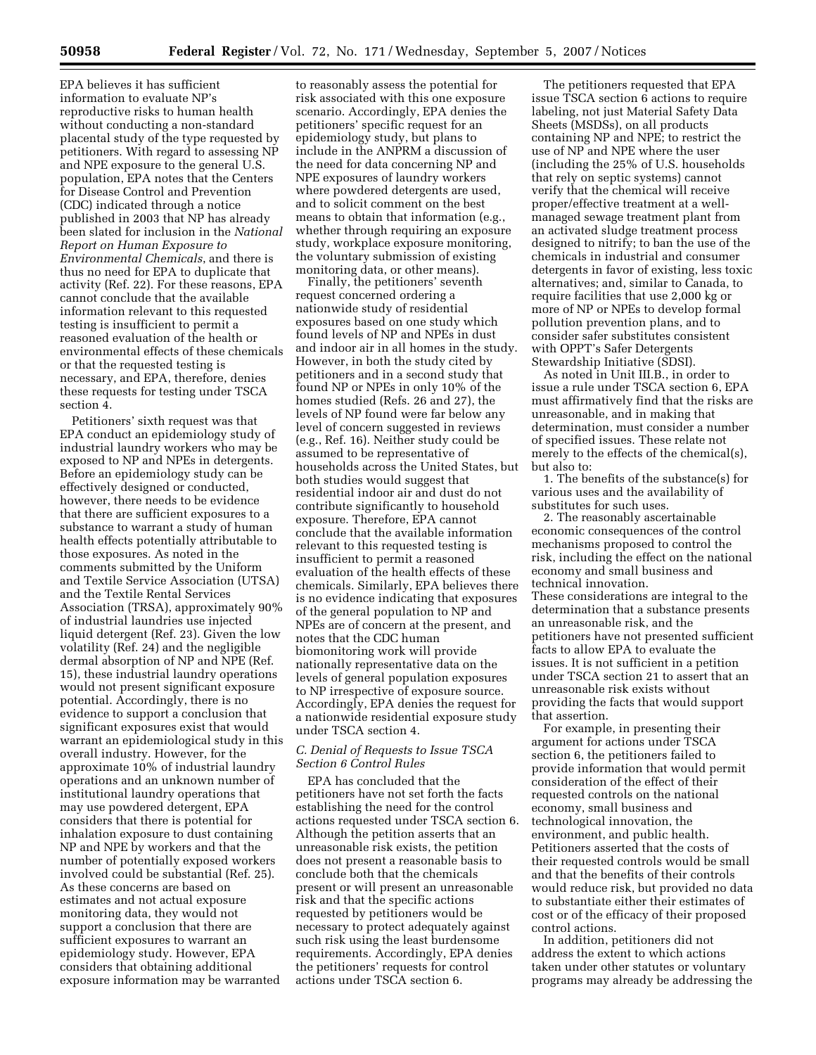EPA believes it has sufficient information to evaluate NP's reproductive risks to human health without conducting a non-standard placental study of the type requested by petitioners. With regard to assessing NP and NPE exposure to the general U.S. population, EPA notes that the Centers for Disease Control and Prevention (CDC) indicated through a notice published in 2003 that NP has already been slated for inclusion in the *National Report on Human Exposure to Environmental Chemicals*, and there is thus no need for EPA to duplicate that activity (Ref. 22). For these reasons, EPA cannot conclude that the available information relevant to this requested testing is insufficient to permit a reasoned evaluation of the health or environmental effects of these chemicals or that the requested testing is necessary, and EPA, therefore, denies these requests for testing under TSCA section 4.

Petitioners' sixth request was that EPA conduct an epidemiology study of industrial laundry workers who may be exposed to NP and NPEs in detergents. Before an epidemiology study can be effectively designed or conducted, however, there needs to be evidence that there are sufficient exposures to a substance to warrant a study of human health effects potentially attributable to those exposures. As noted in the comments submitted by the Uniform and Textile Service Association (UTSA) and the Textile Rental Services Association (TRSA), approximately 90% of industrial laundries use injected liquid detergent (Ref. 23). Given the low volatility (Ref. 24) and the negligible dermal absorption of NP and NPE (Ref. 15), these industrial laundry operations would not present significant exposure potential. Accordingly, there is no evidence to support a conclusion that significant exposures exist that would warrant an epidemiological study in this overall industry. However, for the approximate 10% of industrial laundry operations and an unknown number of institutional laundry operations that may use powdered detergent, EPA considers that there is potential for inhalation exposure to dust containing NP and NPE by workers and that the number of potentially exposed workers involved could be substantial (Ref. 25). As these concerns are based on estimates and not actual exposure monitoring data, they would not support a conclusion that there are sufficient exposures to warrant an epidemiology study. However, EPA considers that obtaining additional exposure information may be warranted to reasonably assess the potential for risk associated with this one exposure scenario. Accordingly, EPA denies the petitioners' specific request for an epidemiology study, but plans to include in the ANPRM a discussion of the need for data concerning NP and NPE exposures of laundry workers where powdered detergents are used, and to solicit comment on the best means to obtain that information (e.g., whether through requiring an exposure study, workplace exposure monitoring, the voluntary submission of existing monitoring data, or other means).

Finally, the petitioners' seventh request concerned ordering a nationwide study of residential exposures based on one study which found levels of NP and NPEs in dust and indoor air in all homes in the study. However, in both the study cited by petitioners and in a second study that found NP or NPEs in only 10% of the homes studied (Refs. 26 and 27), the levels of NP found were far below any level of concern suggested in reviews (e.g., Ref. 16). Neither study could be assumed to be representative of households across the United States, but both studies would suggest that residential indoor air and dust do not contribute significantly to household exposure. Therefore, EPA cannot conclude that the available information relevant to this requested testing is insufficient to permit a reasoned evaluation of the health effects of these chemicals. Similarly, EPA believes there is no evidence indicating that exposures of the general population to NP and NPEs are of concern at the present, and notes that the CDC human biomonitoring work will provide nationally representative data on the levels of general population exposures to NP irrespective of exposure source. Accordingly, EPA denies the request for a nationwide residential exposure study under TSCA section 4.

### *C. Denial of Requests to Issue TSCA Section 6 Control Rules*

EPA has concluded that the petitioners have not set forth the facts establishing the need for the control actions requested under TSCA section 6. Although the petition asserts that an unreasonable risk exists, the petition does not present a reasonable basis to conclude both that the chemicals present or will present an unreasonable risk and that the specific actions requested by petitioners would be necessary to protect adequately against such risk using the least burdensome requirements. Accordingly, EPA denies the petitioners' requests for control actions under TSCA section 6.

The petitioners requested that EPA issue TSCA section 6 actions to require labeling, not just Material Safety Data Sheets (MSDSs), on all products containing NP and NPE; to restrict the use of NP and NPE where the user (including the 25% of U.S. households that rely on septic systems) cannot verify that the chemical will receive proper/effective treatment at a well-managed sewage treatment plant from an activated sludge treatment process designed to nitrify; to ban the use of the chemicals in industrial and consumer detergents in favor of existing, less toxic alternatives; and, similar to Canada, to require facilities that use 2,000 kg or more of NP or NPEs to develop formal pollution prevention plans, and to consider safer substitutes consistent with OPPT's Safer Detergents Stewardship Initiative (SDSI).

As noted in Unit III.B., in order to issue a rule under TSCA section 6, EPA must affirmatively find that the risks are unreasonable, and in making that determination, must consider a number of specified issues. These relate not merely to the effects of the chemical(s), but also to:

1. The benefits of the substance(s) for various uses and the availability of substitutes for such uses.

2. The reasonably ascertainable economic consequences of the control mechanisms proposed to control the risk, including the effect on the national economy and small business and technical innovation.

These considerations are integral to the determination that a substance presents an unreasonable risk, and the petitioners have not presented sufficient facts to allow EPA to evaluate the issues. It is not sufficient in a petition under TSCA section 21 to assert that an unreasonable risk exists without providing the facts that would support that assertion.

For example, in presenting their argument for actions under TSCA section 6, the petitioners failed to provide information that would permit consideration of the effect of their requested controls on the national economy, small business and technological innovation, the environment, and public health. Petitioners asserted that the costs of their requested controls would be small and that the benefits of their controls would reduce risk, but provided no data to substantiate either their estimates of cost or of the efficacy of their proposed control actions.

In addition, petitioners did not address the extent to which actions taken under other statutes or voluntary programs may already be addressing the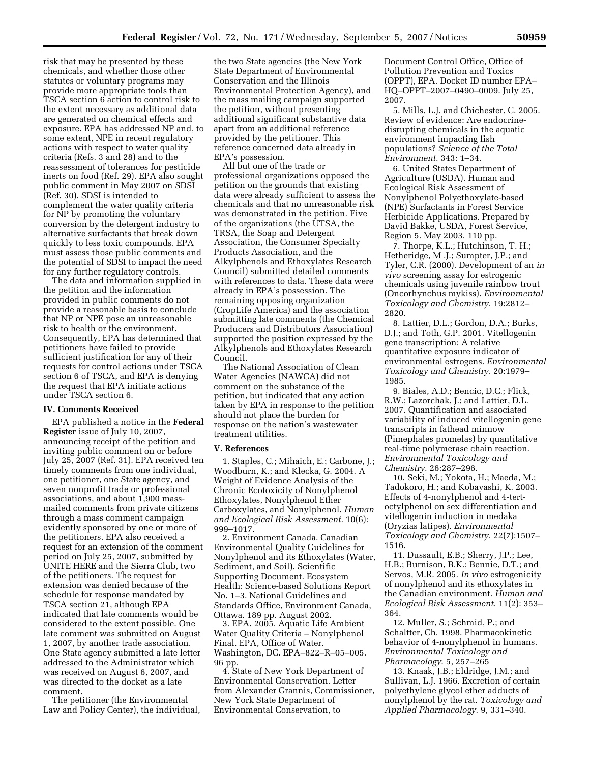risk that may be presented by these chemicals, and whether those other statutes or voluntary programs may provide more appropriate tools than TSCA section 6 action to control risk to the extent necessary as additional data are generated on chemical effects and exposure. EPA has addressed NP and, to some extent, NPE in recent regulatory actions with respect to water quality criteria (Refs. 3 and 28) and to the reassessment of tolerances for pesticide inerts on food (Ref. 29). EPA also sought public comment in May 2007 on SDSI (Ref. 30). SDSI is intended to complement the water quality criteria for NP by promoting the voluntary conversion by the detergent industry to alternative surfactants that break down quickly to less toxic compounds. EPA must assess those public comments and the potential of SDSI to impact the need for any further regulatory controls.

The data and information supplied in the petition and the information provided in public comments do not provide a reasonable basis to conclude that NP or NPE pose an unreasonable risk to health or the environment. Consequently, EPA has determined that petitioners have failed to provide sufficient justification for any of their requests for control actions under TSCA section 6 of TSCA, and EPA is denying the request that EPA initiate actions under TSCA section 6.

## IV. Comments Received

EPA published a notice in the **Federal Register** issue of July 10, 2007, announcing receipt of the petition and inviting public comment on or before July 25, 2007 (Ref. 31). EPA received ten timely comments from one individual, one petitioner, one State agency, and seven nonprofit trade or professional associations, and about 1,900 mass-mailed comments from private citizens through a mass comment campaign evidently sponsored by one or more of the petitioners. EPA also received a request for an extension of the comment period on July 25, 2007, submitted by UNITE HERE and the Sierra Club, two of the petitioners. The request for extension was denied because of the schedule for response mandated by TSCA section 21, although EPA indicated that late comments would be considered to the extent possible. One late comment was submitted on August 1, 2007, by another trade association. One State agency submitted a late letter addressed to the Administrator which was received on August 6, 2007, and was directed to the docket as a late comment.

The petitioner (the Environmental Law and Policy Center), the individual, the two State agencies (the New York State Department of Environmental Conservation and the Illinois Environmental Protection Agency), and the mass mailing campaign supported the petition, without presenting additional significant substantive data apart from an additional reference provided by the petitioner. This reference concerned data already in EPA's possession.

All but one of the trade or professional organizations opposed the petition on the grounds that existing data were already sufficient to assess the chemicals and that no unreasonable risk was demonstrated in the petition. Five of the organizations (the UTSA, the TRSA, the Soap and Detergent Association, the Consumer Specialty Products Association, and the Alkylphenols and Ethoxylates Research Council) submitted detailed comments with references to data. These data were already in EPA's possession. The remaining opposing organization (CropLife America) and the association submitting late comments (the Chemical Producers and Distributors Association) supported the position expressed by the Alkylphenols and Ethoxylates Research Council.

The National Association of Clean Water Agencies (NAWCA) did not comment on the substance of the petition, but indicated that any action taken by EPA in response to the petition should not place the burden for response on the nation's wastewater treatment utilities.

## V. References

1. Staples, C.; Mihaich, E.; Carbone, J.; Woodburn, K.; and Klecka, G. 2004. A Weight of Evidence Analysis of the Chronic Ecotoxicity of Nonylphenol Ethoxylates, Nonylphenol Ether Carboxylates, and Nonylphenol. *Human and Ecological Risk Assessment*. 10(6): 999–1017.

2. Environment Canada. Canadian Environmental Quality Guidelines for Nonylphenol and its Ethoxylates (Water, Sediment, and Soil). Scientific Supporting Document. Ecosystem Health: Science-based Solutions Report No. 1–3. National Guidelines and Standards Office, Environment Canada, Ottawa. 189 pp. August 2002.

3. EPA. 2005. Aquatic Life Ambient Water Quality Criteria – Nonylphenol Final. EPA, Office of Water. Washington, DC. EPA–822–R–05–005. 96 pp.

4. State of New York Department of Environmental Conservation. Letter from Alexander Grannis, Commissioner, New York State Department of Environmental Conservation, to Document Control Office, Office of Pollution Prevention and Toxics (OPPT), EPA. Docket ID number EPA–HQ–OPPT–2007–0490–0009. July 25, 2007.

5. Mills, L.J. and Chichester, C. 2005. Review of evidence: Are endocrine-disrupting chemicals in the aquatic environment impacting fish populations? *Science of the Total Environment*. 343: 1–34.

6. United States Department of Agriculture (USDA). Human and Ecological Risk Assessment of Nonylphenol Polyethoxylate-based (NPE) Surfactants in Forest Service Herbicide Applications. Prepared by David Bakke, USDA, Forest Service, Region 5. May 2003. 110 pp.

7. Thorpe, K.L.; Hutchinson, T. H.; Hetheridge, M .J.; Sumpter, J.P.; and Tyler, C.R. (2000). Development of an *in vivo* screening assay for estrogenic chemicals using juvenile rainbow trout (Oncorhynchus mykiss). *Environmental Toxicology and Chemistry*. 19:2812–2820.

8. Lattier, D.L.; Gordon, D.A.; Burks, D.J.; and Toth, G.P. 2001. Vitellogenin gene transcription: A relative quantitative exposure indicator of environmental estrogens. *Environmental Toxicology and Chemistry*. 20:1979–1985.

9. Biales, A.D.; Bencic, D.C.; Flick, R.W.; Lazorchak, J.; and Lattier, D.L. 2007. Quantification and associated variability of induced vitellogenin gene transcripts in fathead minnow (Pimephales promelas) by quantitative real-time polymerase chain reaction. *Environmental Toxicology and Chemistry*. 26:287–296.

10. Seki, M.; Yokota, H.; Maeda, M.; Tadokoro, H.; and Kobayashi, K. 2003. Effects of 4-nonylphenol and 4-tert-octylphenol on sex differentiation and vitellogenin induction in medaka (Oryzias latipes). *Environmental Toxicology and Chemistry*. 22(7):1507–1516.

11. Dussault, E.B.; Sherry, J.P.; Lee, H.B.; Burnison, B.K.; Bennie, D.T.; and Servos, M.R. 2005. *In vivo* estrogenicity of nonylphenol and its ethoxylates in the Canadian environment. *Human and Ecological Risk Assessment*. 11(2): 353–364.

12. Muller, S.; Schmid, P.; and Schaltter, Ch. 1998. Pharmacokinetic behavior of 4-nonylphenol in humans. *Environmental Toxicology and Pharmacology*. 5, 257–265

13. Knaak, J.B.; Eldridge, J.M.; and Sullivan, L.J. 1966. Excretion of certain polyethylene glycol ether adducts of nonylphenol by the rat. *Toxicology and Applied Pharmacology*. 9, 331–340.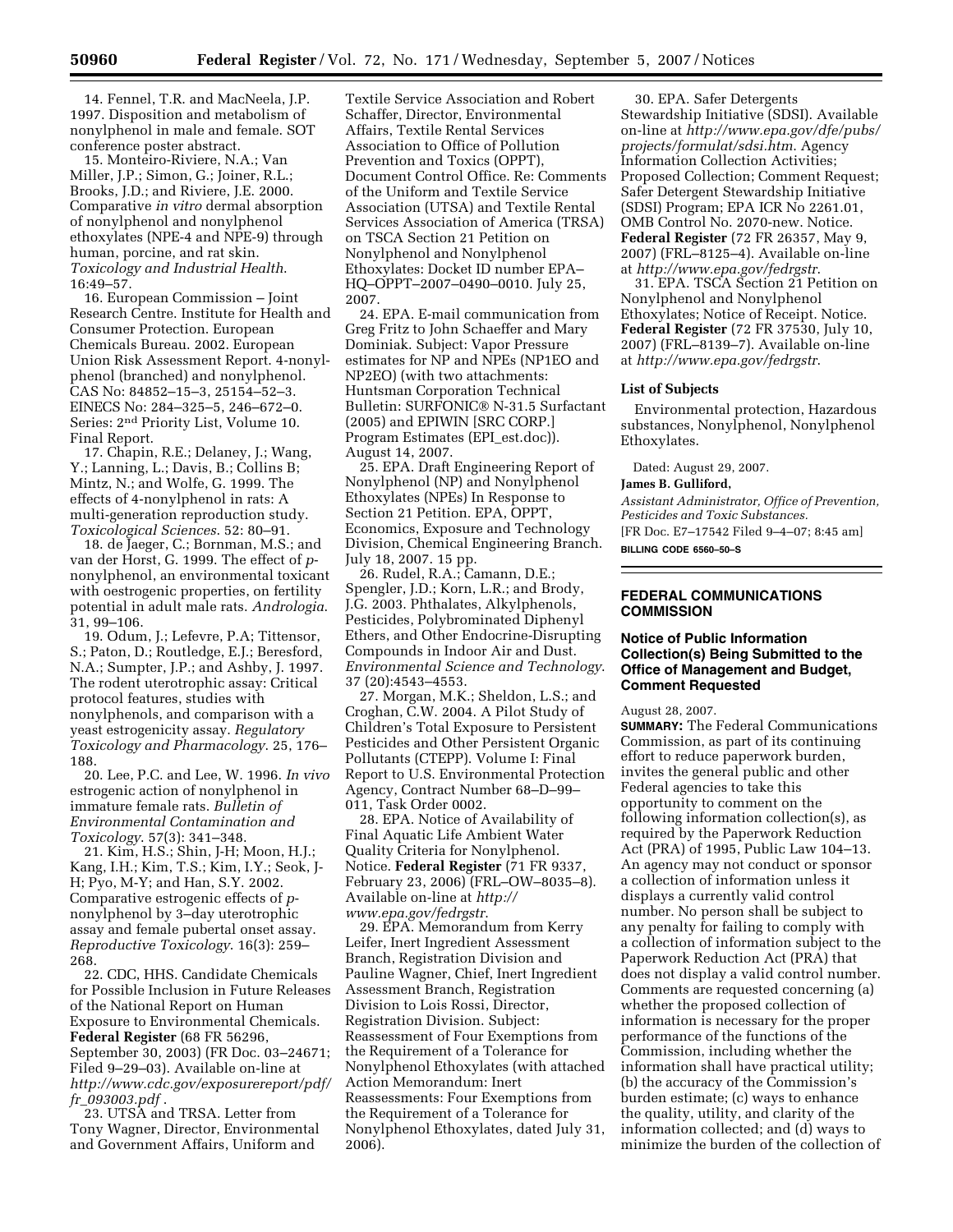14. Fennel, T.R. and MacNeela, J.P. 1997. Disposition and metabolism of nonylphenol in male and female. SOT conference poster abstract.

15. Monteiro-Riviere, N.A.; Van Miller, J.P.; Simon, G.; Joiner, R.L.; Brooks, J.D.; and Riviere, J.E. 2000. Comparative *in vitro* dermal absorption of nonylphenol and nonylphenol ethoxylates (NPE-4 and NPE-9) through human, porcine, and rat skin. *Toxicology and Industrial Health*. 16:49–57.

16. European Commission – Joint Research Centre. Institute for Health and Consumer Protection. European Chemicals Bureau. 2002. European Union Risk Assessment Report. 4-nonylphenol (branched) and nonylphenol. CAS No: 84852–15–3, 25154–52–3. EINECS No: 284–325–5, 246–672–0. Series: 2nd Priority List, Volume 10. Final Report.

17. Chapin, R.E.; Delaney, J.; Wang, Y.; Lanning, L.; Davis, B.; Collins B; Mintz, N.; and Wolfe, G. 1999. The effects of 4-nonylphenol in rats: A multi-generation reproduction study. *Toxicological Sciences*. 52: 80–91.

18. de Jaeger, C.; Bornman, M.S.; and van der Horst, G. 1999. The effect of *p*-nonylphenol, an environmental toxicant with oestrogenic properties, on fertility potential in adult male rats. *Andrologia*. 31, 99–106.

19. Odum, J.; Lefevre, P.A; Tittensor, S.; Paton, D.; Routledge, E.J.; Beresford, N.A.; Sumpter, J.P.; and Ashby, J. 1997. The rodent uterotrophic assay: Critical protocol features, studies with nonylphenols, and comparison with a yeast estrogenicity assay. *Regulatory Toxicology and Pharmacology*. 25, 176–188.

20. Lee, P.C. and Lee, W. 1996. *In vivo* estrogenic action of nonylphenol in immature female rats. *Bulletin of Environmental Contamination and Toxicology*. 57(3): 341–348.

21. Kim, H.S.; Shin, J-H; Moon, H.J.; Kang, I.H.; Kim, T.S.; Kim, I.Y.; Seok, J-H; Pyo, M-Y; and Han, S.Y. 2002. Comparative estrogenic effects of *p*-nonylphenol by 3–day uterotrophic assay and female pubertal onset assay. *Reproductive Toxicology*. 16(3): 259–268.

22. CDC, HHS. Candidate Chemicals for Possible Inclusion in Future Releases of the National Report on Human Exposure to Environmental Chemicals. **Federal Register** (68 FR 56296, September 30, 2003) (FR Doc. 03–24671; Filed 9–29–03). Available on-line at *http://www.cdc.gov/exposurereport/pdf/fr_093003.pdf* .

23. UTSA and TRSA. Letter from Tony Wagner, Director, Environmental and Government Affairs, Uniform and Textile Service Association and Robert Schaffer, Director, Environmental Affairs, Textile Rental Services Association to Office of Pollution Prevention and Toxics (OPPT), Document Control Office. Re: Comments of the Uniform and Textile Service Association (UTSA) and Textile Rental Services Association of America (TRSA) on TSCA Section 21 Petition on Nonylphenol and Nonylphenol Ethoxylates: Docket ID number EPA–HQ–OPPT–2007–0490–0010. July 25, 2007.

24. EPA. E-mail communication from Greg Fritz to John Schaeffer and Mary Dominiak. Subject: Vapor Pressure estimates for NP and NPEs (NP1EO and NP2EO) (with two attachments: Huntsman Corporation Technical Bulletin: SURFONIC® N-31.5 Surfactant (2005) and EPIWIN [SRC CORP.] Program Estimates (EPI_est.doc)). August 14, 2007.

25. EPA. Draft Engineering Report of Nonylphenol (NP) and Nonylphenol Ethoxylates (NPEs) In Response to Section 21 Petition. EPA, OPPT, Economics, Exposure and Technology Division, Chemical Engineering Branch. July 18, 2007. 15 pp.

26. Rudel, R.A.; Camann, D.E.; Spengler, J.D.; Korn, L.R.; and Brody, J.G. 2003. Phthalates, Alkylphenols, Pesticides, Polybrominated Diphenyl Ethers, and Other Endocrine-Disrupting Compounds in Indoor Air and Dust. *Environmental Science and Technology*. 37 (20):4543–4553.

27. Morgan, M.K.; Sheldon, L.S.; and Croghan, C.W. 2004. A Pilot Study of Children's Total Exposure to Persistent Pesticides and Other Persistent Organic Pollutants (CTEPP). Volume I: Final Report to U.S. Environmental Protection Agency, Contract Number 68–D–99–011, Task Order 0002.

28. EPA. Notice of Availability of Final Aquatic Life Ambient Water Quality Criteria for Nonylphenol. Notice. **Federal Register** (71 FR 9337, February 23, 2006) (FRL–OW–8035–8). Available on-line at *http://www.epa.gov/fedrgstr*.

29. EPA. Memorandum from Kerry Leifer, Inert Ingredient Assessment Branch, Registration Division and Pauline Wagner, Chief, Inert Ingredient Assessment Branch, Registration Division to Lois Rossi, Director, Registration Division. Subject: Reassessment of Four Exemptions from the Requirement of a Tolerance for Nonylphenol Ethoxylates (with attached Action Memorandum: Inert Reassessments: Four Exemptions from the Requirement of a Tolerance for Nonylphenol Ethoxylates, dated July 31, 2006).

30. EPA. Safer Detergents Stewardship Initiative (SDSI). Available on-line at *http://www.epa.gov/dfe/pubs/projects/formulat/sdsi.htm*. Agency Information Collection Activities; Proposed Collection; Comment Request; Safer Detergent Stewardship Initiative (SDSI) Program; EPA ICR No 2261.01, OMB Control No. 2070-new. Notice. **Federal Register** (72 FR 26357, May 9, 2007) (FRL–8125–4). Available on-line at *http://www.epa.gov/fedrgstr*.

31. EPA. TSCA Section 21 Petition on Nonylphenol and Nonylphenol Ethoxylates; Notice of Receipt. Notice. **Federal Register** (72 FR 37530, July 10, 2007) (FRL–8139–7). Available on-line at *http://www.epa.gov/fedrgstr*.

### List of Subjects

Environmental protection, Hazardous substances, Nonylphenol, Nonylphenol Ethoxylates.

Dated: August 29, 2007.

**James B. Gulliford,**

*Assistant Administrator, Office of Prevention, Pesticides and Toxic Substances.*

[FR Doc. E7–17542 Filed 9–4–07; 8:45 am]

**BILLING CODE 6560–50–S**

## FEDERAL COMMUNICATIONS COMMISSION

### Notice of Public Information Collection(s) Being Submitted to the Office of Management and Budget, Comment Requested

August 28, 2007.

**SUMMARY:** The Federal Communications Commission, as part of its continuing effort to reduce paperwork burden, invites the general public and other Federal agencies to take this opportunity to comment on the following information collection(s), as required by the Paperwork Reduction Act (PRA) of 1995, Public Law 104–13. An agency may not conduct or sponsor a collection of information unless it displays a currently valid control number. No person shall be subject to any penalty for failing to comply with a collection of information subject to the Paperwork Reduction Act (PRA) that does not display a valid control number. Comments are requested concerning (a) whether the proposed collection of information is necessary for the proper performance of the functions of the Commission, including whether the information shall have practical utility; (b) the accuracy of the Commission's burden estimate; (c) ways to enhance the quality, utility, and clarity of the information collected; and (d) ways to minimize the burden of the collection of